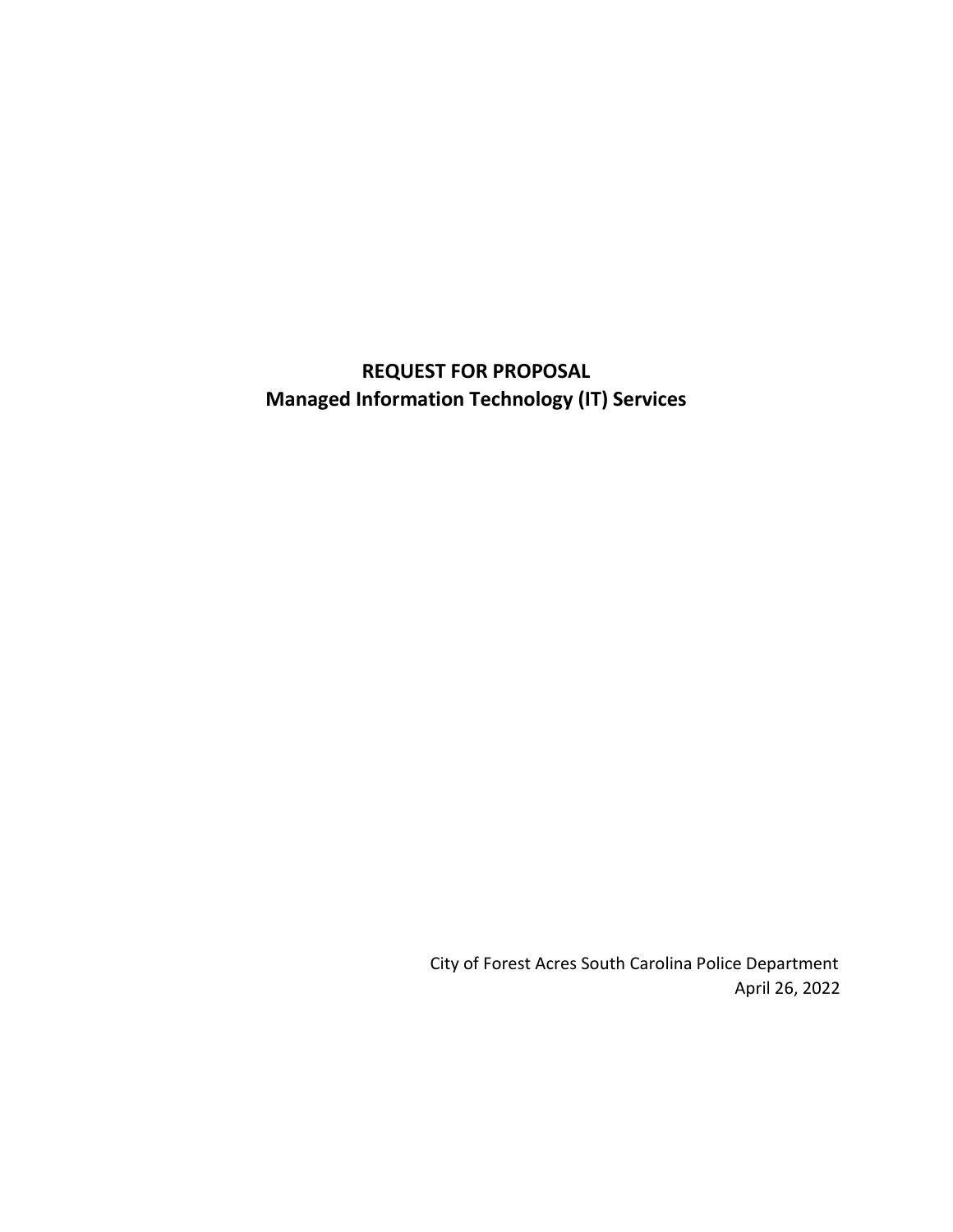# REQUEST FOR PROPOSAL
# Managed Information Technology (IT) Services

City of Forest Acres South Carolina Police Department

April 26, 2022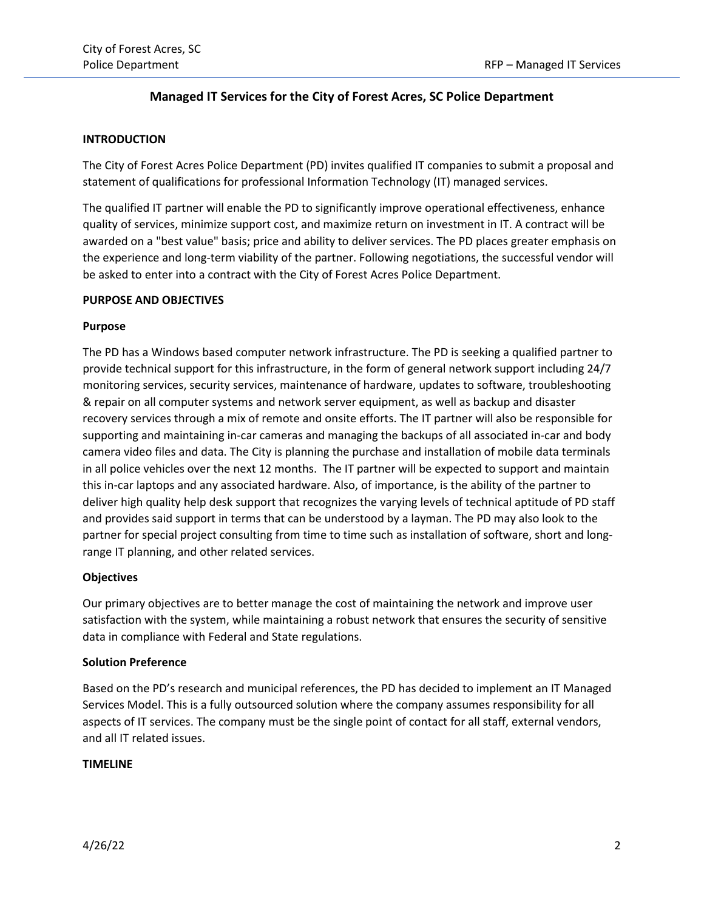## Managed IT Services for the City of Forest Acres, SC Police Department

### INTRODUCTION

The City of Forest Acres Police Department (PD) invites qualified IT companies to submit a proposal and statement of qualifications for professional Information Technology (IT) managed services.

The qualified IT partner will enable the PD to significantly improve operational effectiveness, enhance quality of services, minimize support cost, and maximize return on investment in IT. A contract will be awarded on a "best value" basis; price and ability to deliver services. The PD places greater emphasis on the experience and long-term viability of the partner. Following negotiations, the successful vendor will be asked to enter into a contract with the City of Forest Acres Police Department.

### PURPOSE AND OBJECTIVES

#### Purpose

The PD has a Windows based computer network infrastructure. The PD is seeking a qualified partner to provide technical support for this infrastructure, in the form of general network support including 24/7 monitoring services, security services, maintenance of hardware, updates to software, troubleshooting & repair on all computer systems and network server equipment, as well as backup and disaster recovery services through a mix of remote and onsite efforts. The IT partner will also be responsible for supporting and maintaining in-car cameras and managing the backups of all associated in-car and body camera video files and data. The City is planning the purchase and installation of mobile data terminals in all police vehicles over the next 12 months. The IT partner will be expected to support and maintain this in-car laptops and any associated hardware. Also, of importance, is the ability of the partner to deliver high quality help desk support that recognizes the varying levels of technical aptitude of PD staff and provides said support in terms that can be understood by a layman. The PD may also look to the partner for special project consulting from time to time such as installation of software, short and long-range IT planning, and other related services.

#### Objectives

Our primary objectives are to better manage the cost of maintaining the network and improve user satisfaction with the system, while maintaining a robust network that ensures the security of sensitive data in compliance with Federal and State regulations.

#### Solution Preference

Based on the PD's research and municipal references, the PD has decided to implement an IT Managed Services Model. This is a fully outsourced solution where the company assumes responsibility for all aspects of IT services. The company must be the single point of contact for all staff, external vendors, and all IT related issues.

### TIMELINE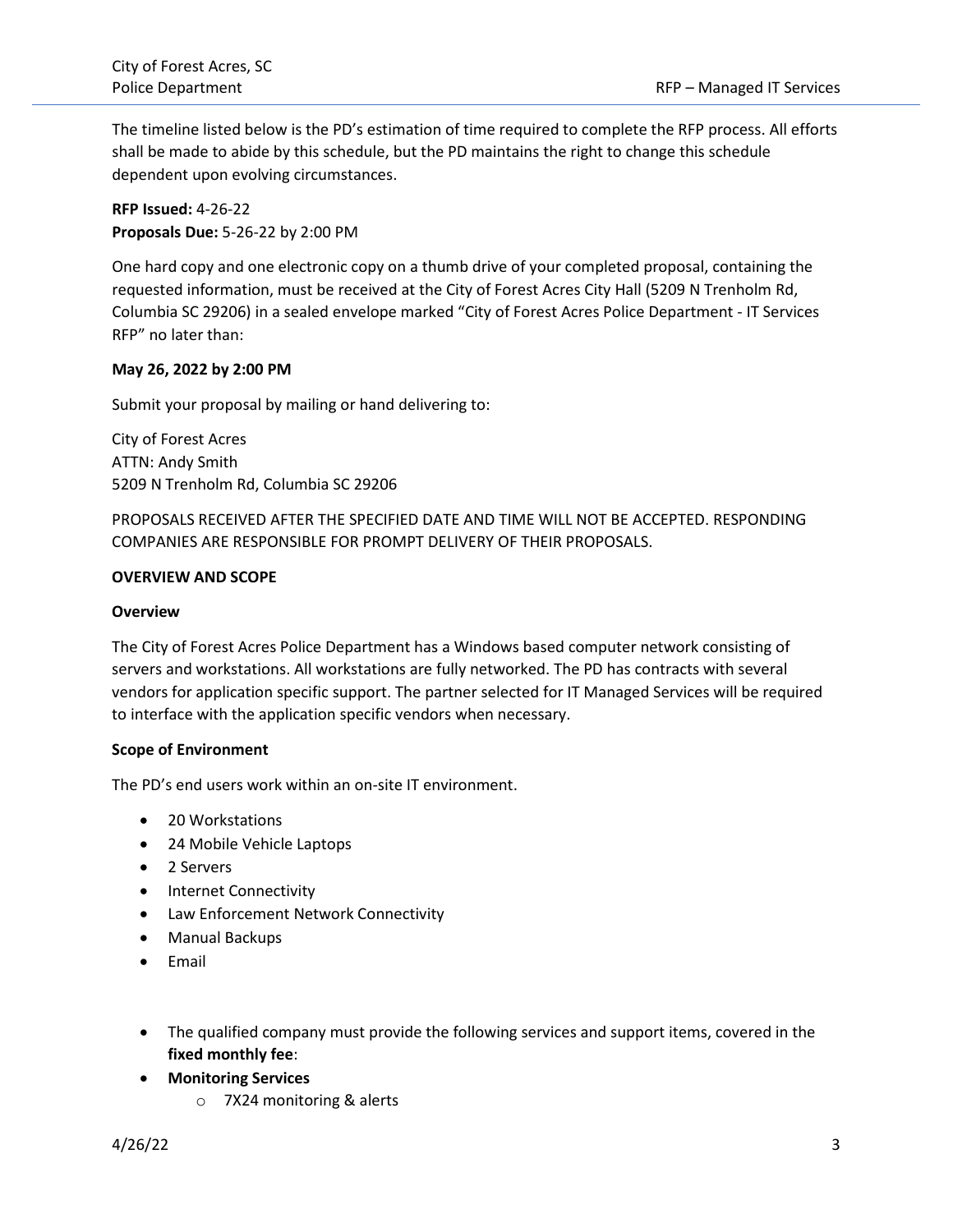The timeline listed below is the PD's estimation of time required to complete the RFP process. All efforts shall be made to abide by this schedule, but the PD maintains the right to change this schedule dependent upon evolving circumstances.

**RFP Issued:** 4-26-22
**Proposals Due:** 5-26-22 by 2:00 PM

One hard copy and one electronic copy on a thumb drive of your completed proposal, containing the requested information, must be received at the City of Forest Acres City Hall (5209 N Trenholm Rd, Columbia SC 29206) in a sealed envelope marked "City of Forest Acres Police Department - IT Services RFP" no later than:

**May 26, 2022 by 2:00 PM**

Submit your proposal by mailing or hand delivering to:

City of Forest Acres
ATTN: Andy Smith
5209 N Trenholm Rd, Columbia SC 29206

PROPOSALS RECEIVED AFTER THE SPECIFIED DATE AND TIME WILL NOT BE ACCEPTED. RESPONDING COMPANIES ARE RESPONSIBLE FOR PROMPT DELIVERY OF THEIR PROPOSALS.

**OVERVIEW AND SCOPE**

**Overview**

The City of Forest Acres Police Department has a Windows based computer network consisting of servers and workstations. All workstations are fully networked. The PD has contracts with several vendors for application specific support. The partner selected for IT Managed Services will be required to interface with the application specific vendors when necessary.

**Scope of Environment**

The PD's end users work within an on-site IT environment.

- 20 Workstations
- 24 Mobile Vehicle Laptops
- 2 Servers
- Internet Connectivity
- Law Enforcement Network Connectivity
- Manual Backups
- Email

- The qualified company must provide the following services and support items, covered in the **fixed monthly fee**:
- **Monitoring Services**
  - 7X24 monitoring & alerts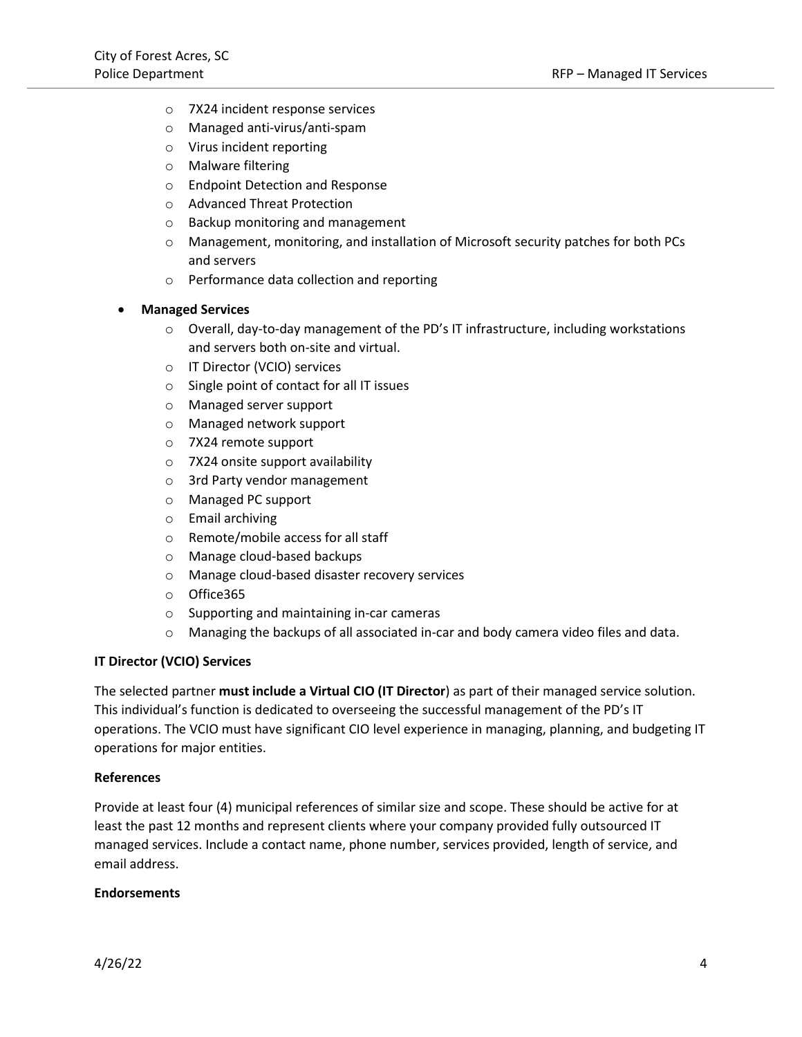- 7X24 incident response services
    - Managed anti-virus/anti-spam
    - Virus incident reporting
    - Malware filtering
    - Endpoint Detection and Response
    - Advanced Threat Protection
    - Backup monitoring and management
    - Management, monitoring, and installation of Microsoft security patches for both PCs and servers
    - Performance data collection and reporting

- **Managed Services**
    - Overall, day-to-day management of the PD's IT infrastructure, including workstations and servers both on-site and virtual.
    - IT Director (VCIO) services
    - Single point of contact for all IT issues
    - Managed server support
    - Managed network support
    - 7X24 remote support
    - 7X24 onsite support availability
    - 3rd Party vendor management
    - Managed PC support
    - Email archiving
    - Remote/mobile access for all staff
    - Manage cloud-based backups
    - Manage cloud-based disaster recovery services
    - Office365
    - Supporting and maintaining in-car cameras
    - Managing the backups of all associated in-car and body camera video files and data.

**IT Director (VCIO) Services**

The selected partner **must include a Virtual CIO (IT Director**) as part of their managed service solution. This individual's function is dedicated to overseeing the successful management of the PD's IT operations. The VCIO must have significant CIO level experience in managing, planning, and budgeting IT operations for major entities.

**References**

Provide at least four (4) municipal references of similar size and scope. These should be active for at least the past 12 months and represent clients where your company provided fully outsourced IT managed services. Include a contact name, phone number, services provided, length of service, and email address.

**Endorsements**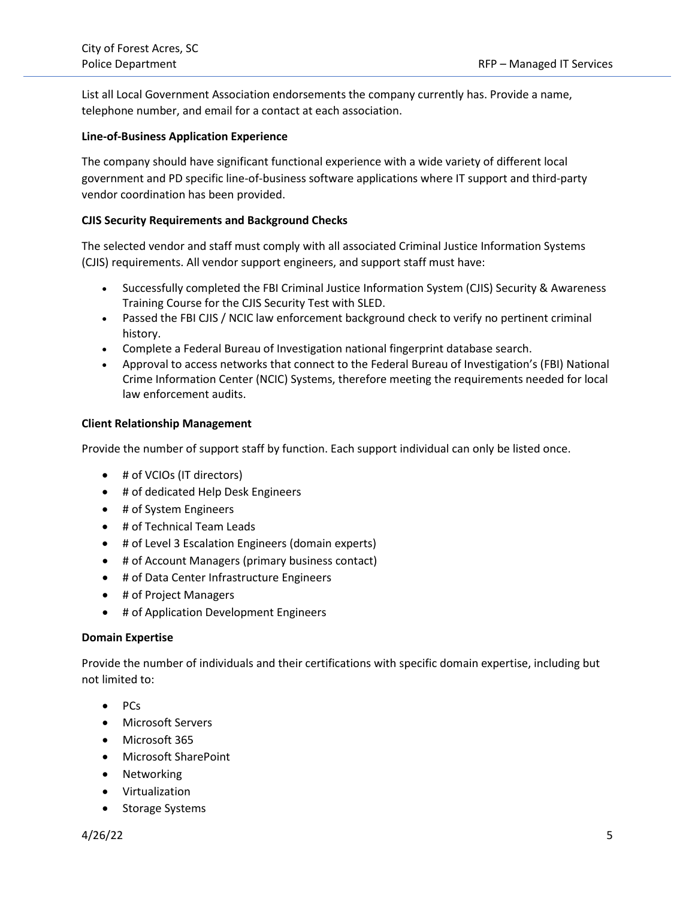List all Local Government Association endorsements the company currently has. Provide a name, telephone number, and email for a contact at each association.

**Line-of-Business Application Experience**

The company should have significant functional experience with a wide variety of different local government and PD specific line-of-business software applications where IT support and third-party vendor coordination has been provided.

**CJIS Security Requirements and Background Checks**

The selected vendor and staff must comply with all associated Criminal Justice Information Systems (CJIS) requirements. All vendor support engineers, and support staff must have:

- Successfully completed the FBI Criminal Justice Information System (CJIS) Security & Awareness Training Course for the CJIS Security Test with SLED.
- Passed the FBI CJIS / NCIC law enforcement background check to verify no pertinent criminal history.
- Complete a Federal Bureau of Investigation national fingerprint database search.
- Approval to access networks that connect to the Federal Bureau of Investigation's (FBI) National Crime Information Center (NCIC) Systems, therefore meeting the requirements needed for local law enforcement audits.

**Client Relationship Management**

Provide the number of support staff by function. Each support individual can only be listed once.

- # of VCIOs (IT directors)
- # of dedicated Help Desk Engineers
- # of System Engineers
- # of Technical Team Leads
- # of Level 3 Escalation Engineers (domain experts)
- # of Account Managers (primary business contact)
- # of Data Center Infrastructure Engineers
- # of Project Managers
- # of Application Development Engineers

**Domain Expertise**

Provide the number of individuals and their certifications with specific domain expertise, including but not limited to:

- PCs
- Microsoft Servers
- Microsoft 365
- Microsoft SharePoint
- Networking
- Virtualization
- Storage Systems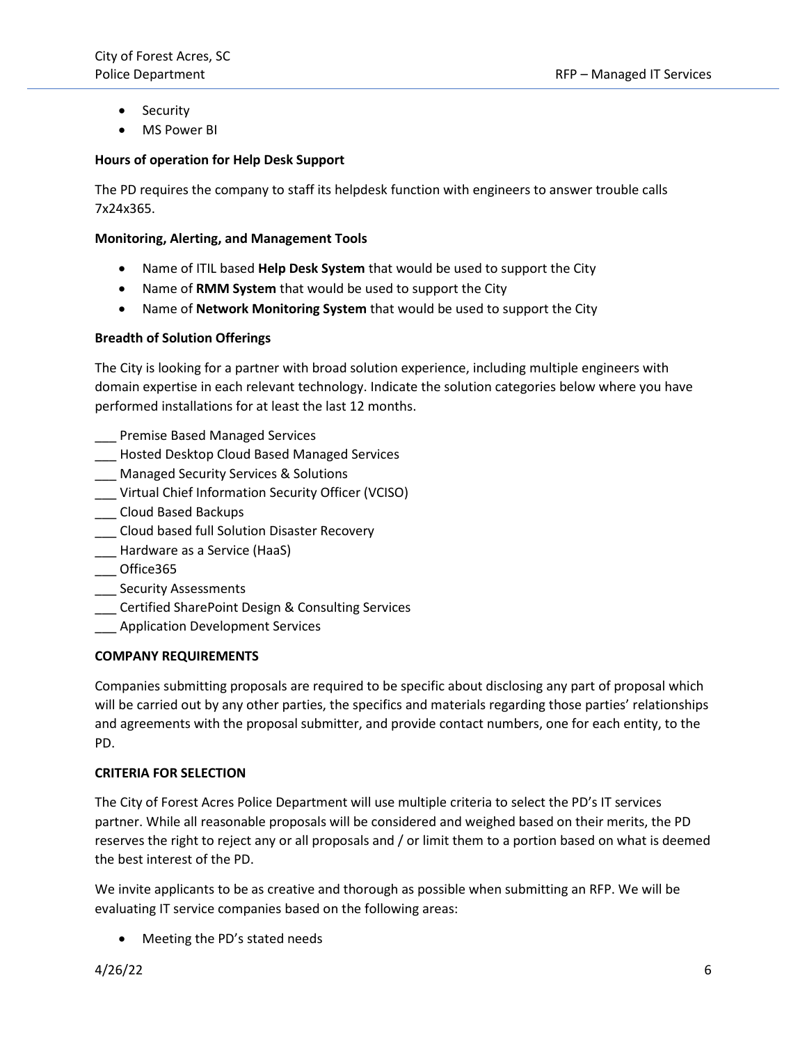- Security
- MS Power BI

**Hours of operation for Help Desk Support**

The PD requires the company to staff its helpdesk function with engineers to answer trouble calls 7x24x365.

**Monitoring, Alerting, and Management Tools**

- Name of ITIL based **Help Desk System** that would be used to support the City
- Name of **RMM System** that would be used to support the City
- Name of **Network Monitoring System** that would be used to support the City

**Breadth of Solution Offerings**

The City is looking for a partner with broad solution experience, including multiple engineers with domain expertise in each relevant technology. Indicate the solution categories below where you have performed installations for at least the last 12 months.

___ Premise Based Managed Services
___ Hosted Desktop Cloud Based Managed Services
___ Managed Security Services & Solutions
___ Virtual Chief Information Security Officer (VCISO)
___ Cloud Based Backups
___ Cloud based full Solution Disaster Recovery
___ Hardware as a Service (HaaS)
___ Office365
___ Security Assessments
___ Certified SharePoint Design & Consulting Services
___ Application Development Services

**COMPANY REQUIREMENTS**

Companies submitting proposals are required to be specific about disclosing any part of proposal which will be carried out by any other parties, the specifics and materials regarding those parties' relationships and agreements with the proposal submitter, and provide contact numbers, one for each entity, to the PD.

**CRITERIA FOR SELECTION**

The City of Forest Acres Police Department will use multiple criteria to select the PD's IT services partner. While all reasonable proposals will be considered and weighed based on their merits, the PD reserves the right to reject any or all proposals and / or limit them to a portion based on what is deemed the best interest of the PD.

We invite applicants to be as creative and thorough as possible when submitting an RFP. We will be evaluating IT service companies based on the following areas:

- Meeting the PD's stated needs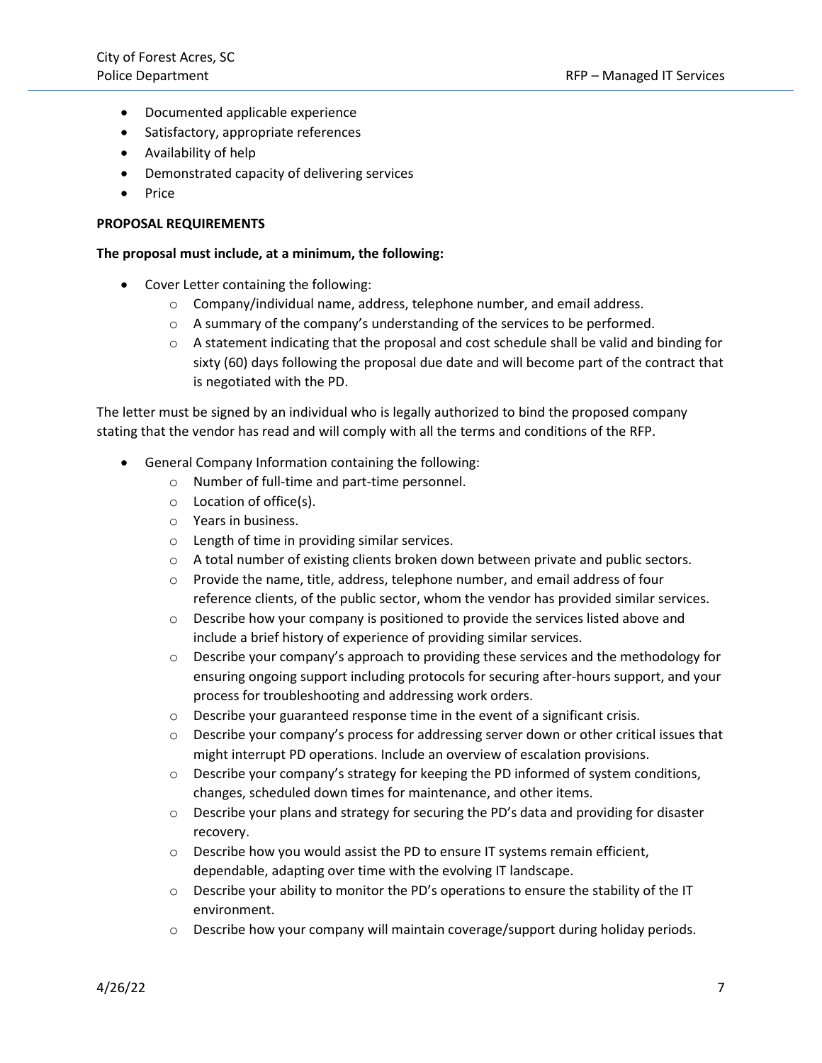- Documented applicable experience
- Satisfactory, appropriate references
- Availability of help
- Demonstrated capacity of delivering services
- Price

**PROPOSAL REQUIREMENTS**

**The proposal must include, at a minimum, the following:**

- Cover Letter containing the following:
  - Company/individual name, address, telephone number, and email address.
  - A summary of the company's understanding of the services to be performed.
  - A statement indicating that the proposal and cost schedule shall be valid and binding for sixty (60) days following the proposal due date and will become part of the contract that is negotiated with the PD.

The letter must be signed by an individual who is legally authorized to bind the proposed company stating that the vendor has read and will comply with all the terms and conditions of the RFP.

- General Company Information containing the following:
  - Number of full-time and part-time personnel.
  - Location of office(s).
  - Years in business.
  - Length of time in providing similar services.
  - A total number of existing clients broken down between private and public sectors.
  - Provide the name, title, address, telephone number, and email address of four reference clients, of the public sector, whom the vendor has provided similar services.
  - Describe how your company is positioned to provide the services listed above and include a brief history of experience of providing similar services.
  - Describe your company's approach to providing these services and the methodology for ensuring ongoing support including protocols for securing after-hours support, and your process for troubleshooting and addressing work orders.
  - Describe your guaranteed response time in the event of a significant crisis.
  - Describe your company's process for addressing server down or other critical issues that might interrupt PD operations. Include an overview of escalation provisions.
  - Describe your company's strategy for keeping the PD informed of system conditions, changes, scheduled down times for maintenance, and other items.
  - Describe your plans and strategy for securing the PD's data and providing for disaster recovery.
  - Describe how you would assist the PD to ensure IT systems remain efficient, dependable, adapting over time with the evolving IT landscape.
  - Describe your ability to monitor the PD's operations to ensure the stability of the IT environment.
  - Describe how your company will maintain coverage/support during holiday periods.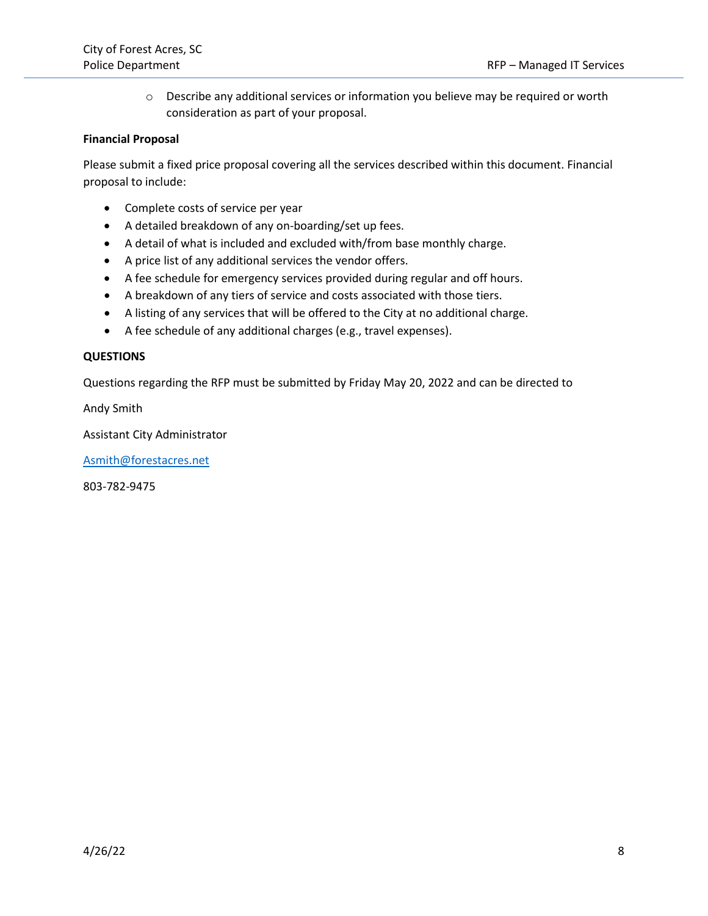- Describe any additional services or information you believe may be required or worth consideration as part of your proposal.

**Financial Proposal**

Please submit a fixed price proposal covering all the services described within this document. Financial proposal to include:

- Complete costs of service per year
- A detailed breakdown of any on-boarding/set up fees.
- A detail of what is included and excluded with/from base monthly charge.
- A price list of any additional services the vendor offers.
- A fee schedule for emergency services provided during regular and off hours.
- A breakdown of any tiers of service and costs associated with those tiers.
- A listing of any services that will be offered to the City at no additional charge.
- A fee schedule of any additional charges (e.g., travel expenses).

**QUESTIONS**

Questions regarding the RFP must be submitted by Friday May 20, 2022 and can be directed to

Andy Smith

Assistant City Administrator

[Asmith@forestacres.net](mailto:Asmith@forestacres.net)

803-782-9475